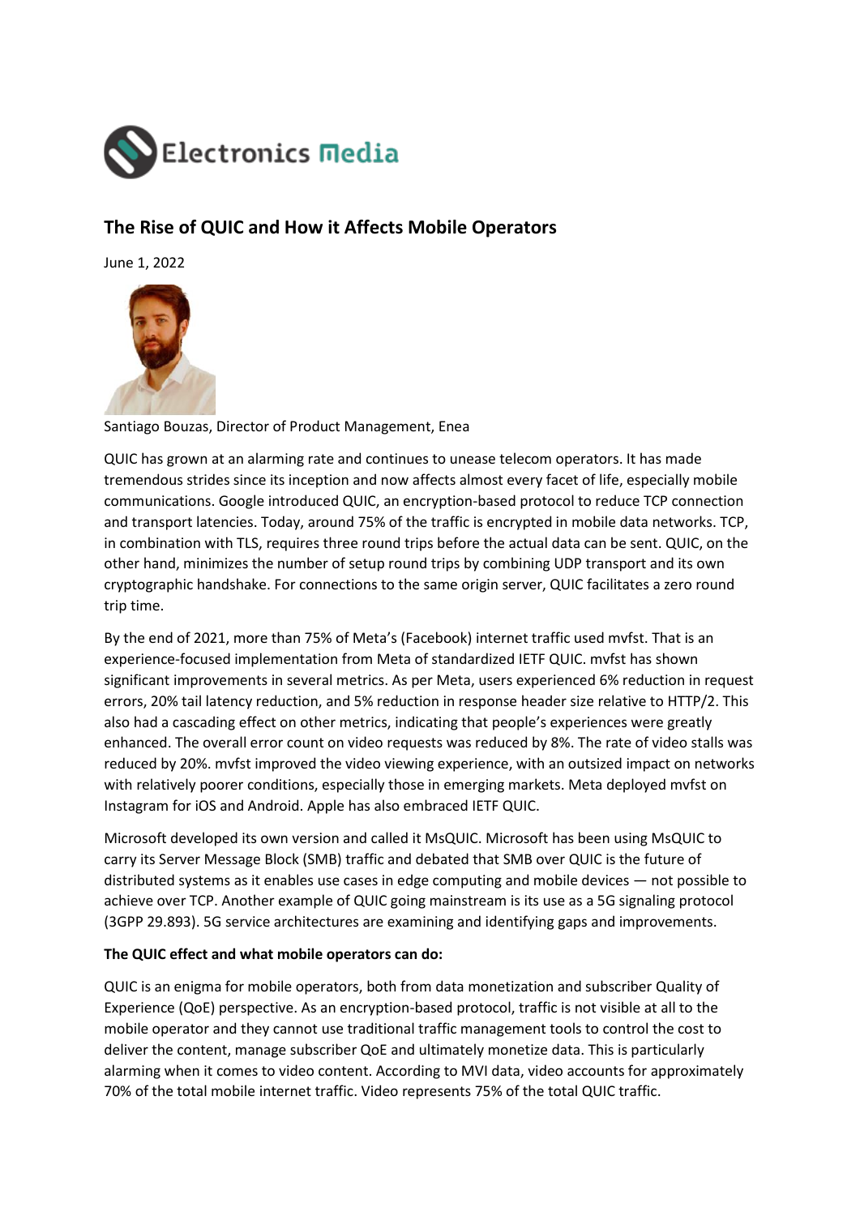Electronics Media

## The Rise of QUIC and How it Affects Mobile Operators

June 1, 2022

Santiago Bouzas, Director of Product Management, Enea

QUIC has grown at an alarming rate and continues to unease telecom operators. It has made tremendous strides since its inception and now affects almost every facet of life, especially mobile communications. Google introduced QUIC, an encryption-based protocol to reduce TCP connection and transport latencies. Today, around 75% of the traffic is encrypted in mobile data networks. TCP, in combination with TLS, requires three round trips before the actual data can be sent. QUIC, on the other hand, minimizes the number of setup round trips by combining UDP transport and its own cryptographic handshake. For connections to the same origin server, QUIC facilitates a zero round trip time.

By the end of 2021, more than 75% of Meta's (Facebook) internet traffic used mvfst. That is an experience-focused implementation from Meta of standardized IETF QUIC. mvfst has shown significant improvements in several metrics. As per Meta, users experienced 6% reduction in request errors, 20% tail latency reduction, and 5% reduction in response header size relative to HTTP/2. This also had a cascading effect on other metrics, indicating that people's experiences were greatly enhanced. The overall error count on video requests was reduced by 8%. The rate of video stalls was reduced by 20%. mvfst improved the video viewing experience, with an outsized impact on networks with relatively poorer conditions, especially those in emerging markets. Meta deployed mvfst on Instagram for iOS and Android. Apple has also embraced IETF QUIC.

Microsoft developed its own version and called it MsQUIC. Microsoft has been using MsQUIC to carry its Server Message Block (SMB) traffic and debated that SMB over QUIC is the future of distributed systems as it enables use cases in edge computing and mobile devices — not possible to achieve over TCP. Another example of QUIC going mainstream is its use as a 5G signaling protocol (3GPP 29.893). 5G service architectures are examining and identifying gaps and improvements.

**The QUIC effect and what mobile operators can do:**

QUIC is an enigma for mobile operators, both from data monetization and subscriber Quality of Experience (QoE) perspective. As an encryption-based protocol, traffic is not visible at all to the mobile operator and they cannot use traditional traffic management tools to control the cost to deliver the content, manage subscriber QoE and ultimately monetize data. This is particularly alarming when it comes to video content. According to MVI data, video accounts for approximately 70% of the total mobile internet traffic. Video represents 75% of the total QUIC traffic.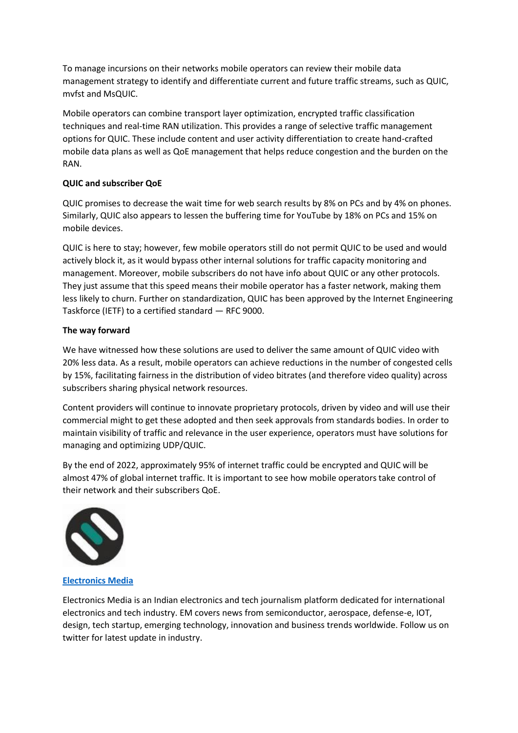To manage incursions on their networks mobile operators can review their mobile data management strategy to identify and differentiate current and future traffic streams, such as QUIC, mvfst and MsQUIC.

Mobile operators can combine transport layer optimization, encrypted traffic classification techniques and real-time RAN utilization. This provides a range of selective traffic management options for QUIC. These include content and user activity differentiation to create hand-crafted mobile data plans as well as QoE management that helps reduce congestion and the burden on the RAN.

**QUIC and subscriber QoE**

QUIC promises to decrease the wait time for web search results by 8% on PCs and by 4% on phones. Similarly, QUIC also appears to lessen the buffering time for YouTube by 18% on PCs and 15% on mobile devices.

QUIC is here to stay; however, few mobile operators still do not permit QUIC to be used and would actively block it, as it would bypass other internal solutions for traffic capacity monitoring and management. Moreover, mobile subscribers do not have info about QUIC or any other protocols. They just assume that this speed means their mobile operator has a faster network, making them less likely to churn. Further on standardization, QUIC has been approved by the Internet Engineering Taskforce (IETF) to a certified standard — RFC 9000.

**The way forward**

We have witnessed how these solutions are used to deliver the same amount of QUIC video with 20% less data. As a result, mobile operators can achieve reductions in the number of congested cells by 15%, facilitating fairness in the distribution of video bitrates (and therefore video quality) across subscribers sharing physical network resources.

Content providers will continue to innovate proprietary protocols, driven by video and will use their commercial might to get these adopted and then seek approvals from standards bodies. In order to maintain visibility of traffic and relevance in the user experience, operators must have solutions for managing and optimizing UDP/QUIC.

By the end of 2022, approximately 95% of internet traffic could be encrypted and QUIC will be almost 47% of global internet traffic. It is important to see how mobile operators take control of their network and their subscribers QoE.

**Electronics Media**

Electronics Media is an Indian electronics and tech journalism platform dedicated for international electronics and tech industry. EM covers news from semiconductor, aerospace, defense-e, IOT, design, tech startup, emerging technology, innovation and business trends worldwide. Follow us on twitter for latest update in industry.